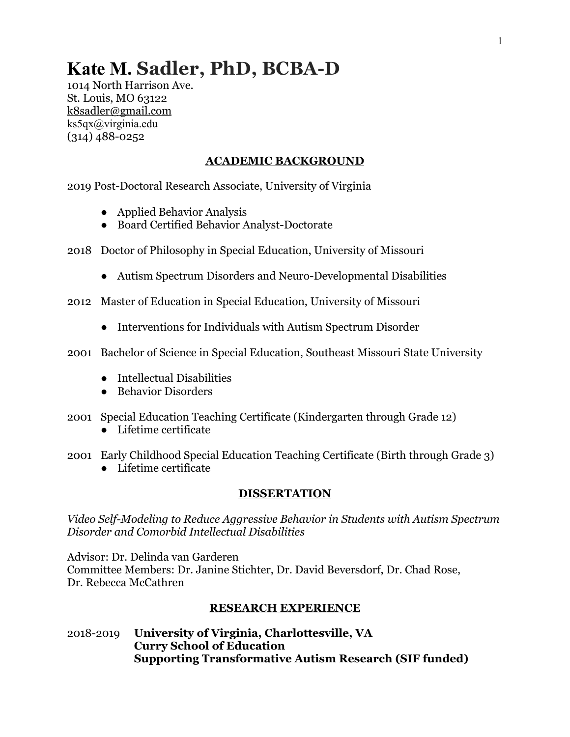# Kate M. Sadler, PhD, BCBA-D

1014 North Harrison Ave.
St. Louis, MO 63122
k8sadler@gmail.com
ks5qx@virginia.edu
(314) 488-0252

## ACADEMIC BACKGROUND

2019 Post-Doctoral Research Associate, University of Virginia

- Applied Behavior Analysis
- Board Certified Behavior Analyst-Doctorate

2018 Doctor of Philosophy in Special Education, University of Missouri

- Autism Spectrum Disorders and Neuro-Developmental Disabilities

2012 Master of Education in Special Education, University of Missouri

- Interventions for Individuals with Autism Spectrum Disorder

2001 Bachelor of Science in Special Education, Southeast Missouri State University

- Intellectual Disabilities
- Behavior Disorders

2001 Special Education Teaching Certificate (Kindergarten through Grade 12)

- Lifetime certificate

2001 Early Childhood Special Education Teaching Certificate (Birth through Grade 3)

- Lifetime certificate

## DISSERTATION

*Video Self-Modeling to Reduce Aggressive Behavior in Students with Autism Spectrum Disorder and Comorbid Intellectual Disabilities*

Advisor: Dr. Delinda van Garderen
Committee Members: Dr. Janine Stichter, Dr. David Beversdorf, Dr. Chad Rose, Dr. Rebecca McCathren

## RESEARCH EXPERIENCE

2018-2019 **University of Virginia, Charlottesville, VA**
**Curry School of Education**
**Supporting Transformative Autism Research (SIF funded)**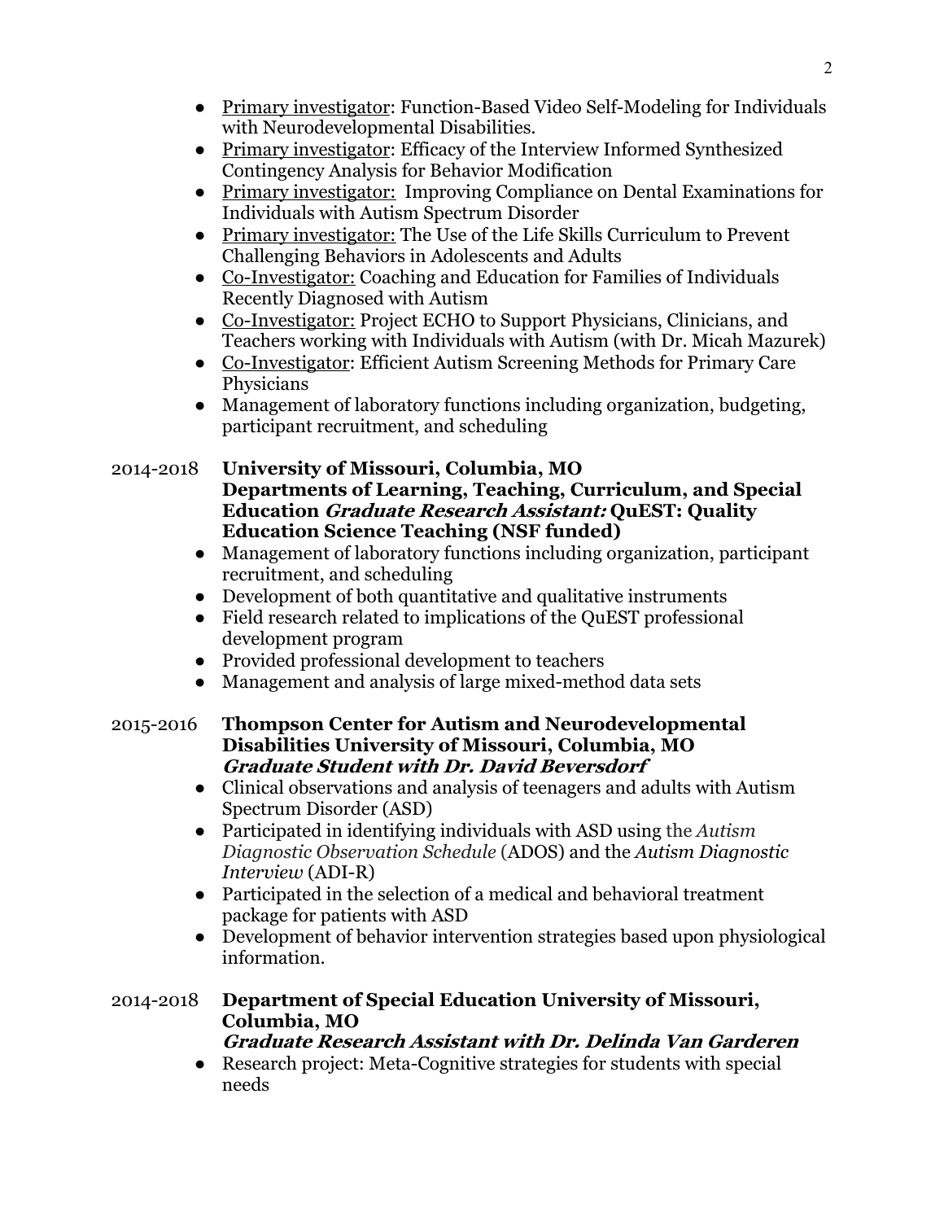- <u>Primary investigator</u>: Function-Based Video Self-Modeling for Individuals with Neurodevelopmental Disabilities.
- <u>Primary investigator</u>: Efficacy of the Interview Informed Synthesized Contingency Analysis for Behavior Modification
- <u>Primary investigator:</u> Improving Compliance on Dental Examinations for Individuals with Autism Spectrum Disorder
- <u>Primary investigator:</u> The Use of the Life Skills Curriculum to Prevent Challenging Behaviors in Adolescents and Adults
- <u>Co-Investigator:</u> Coaching and Education for Families of Individuals Recently Diagnosed with Autism
- <u>Co-Investigator:</u> Project ECHO to Support Physicians, Clinicians, and Teachers working with Individuals with Autism (with Dr. Micah Mazurek)
- <u>Co-Investigator</u>: Efficient Autism Screening Methods for Primary Care Physicians
- Management of laboratory functions including organization, budgeting, participant recruitment, and scheduling

2014-2018 **University of Missouri, Columbia, MO**
**Departments of Learning, Teaching, Curriculum, and Special Education *Graduate Research Assistant:* QuEST: Quality Education Science Teaching (NSF funded)**

- Management of laboratory functions including organization, participant recruitment, and scheduling
- Development of both quantitative and qualitative instruments
- Field research related to implications of the QuEST professional development program
- Provided professional development to teachers
- Management and analysis of large mixed-method data sets

2015-2016 **Thompson Center for Autism and Neurodevelopmental Disabilities University of Missouri, Columbia, MO**
***Graduate Student with Dr. David Beversdorf***

- Clinical observations and analysis of teenagers and adults with Autism Spectrum Disorder (ASD)
- Participated in identifying individuals with ASD using the *Autism Diagnostic Observation Schedule* (ADOS) and the *Autism Diagnostic Interview* (ADI-R)
- Participated in the selection of a medical and behavioral treatment package for patients with ASD
- Development of behavior intervention strategies based upon physiological information.

2014-2018 **Department of Special Education University of Missouri, Columbia, MO**
***Graduate Research Assistant with Dr. Delinda Van Garderen***

- Research project: Meta-Cognitive strategies for students with special needs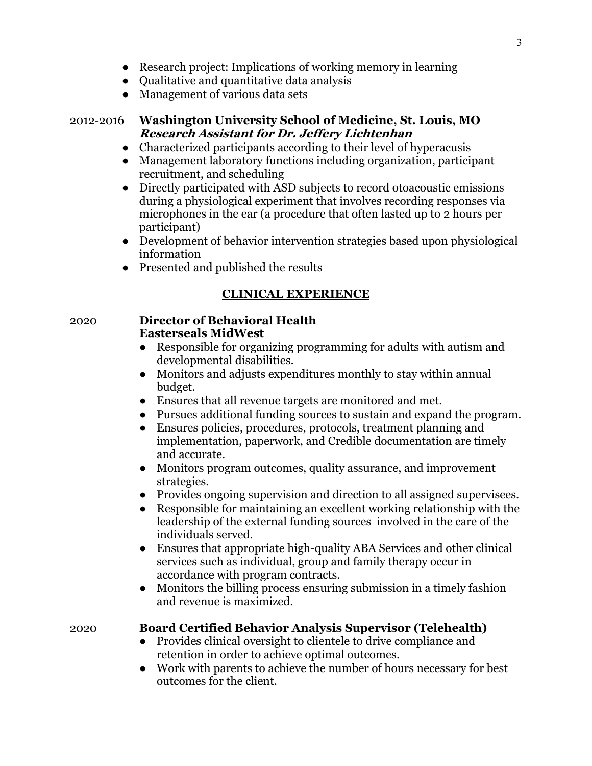- Research project: Implications of working memory in learning
- Qualitative and quantitative data analysis
- Management of various data sets

2012-2016 **Washington University School of Medicine, St. Louis, MO**
***Research Assistant for Dr. Jeffery Lichtenhan***

- Characterized participants according to their level of hyperacusis
- Management laboratory functions including organization, participant recruitment, and scheduling
- Directly participated with ASD subjects to record otoacoustic emissions during a physiological experiment that involves recording responses via microphones in the ear (a procedure that often lasted up to 2 hours per participant)
- Development of behavior intervention strategies based upon physiological information
- Presented and published the results

## CLINICAL EXPERIENCE

2020 **Director of Behavioral Health**
**Easterseals MidWest**

- Responsible for organizing programming for adults with autism and developmental disabilities.
- Monitors and adjusts expenditures monthly to stay within annual budget.
- Ensures that all revenue targets are monitored and met.
- Pursues additional funding sources to sustain and expand the program.
- Ensures policies, procedures, protocols, treatment planning and implementation, paperwork, and Credible documentation are timely and accurate.
- Monitors program outcomes, quality assurance, and improvement strategies.
- Provides ongoing supervision and direction to all assigned supervisees.
- Responsible for maintaining an excellent working relationship with the leadership of the external funding sources involved in the care of the individuals served.
- Ensures that appropriate high-quality ABA Services and other clinical services such as individual, group and family therapy occur in accordance with program contracts.
- Monitors the billing process ensuring submission in a timely fashion and revenue is maximized.

2020 **Board Certified Behavior Analysis Supervisor (Telehealth)**

- Provides clinical oversight to clientele to drive compliance and retention in order to achieve optimal outcomes.
- Work with parents to achieve the number of hours necessary for best outcomes for the client.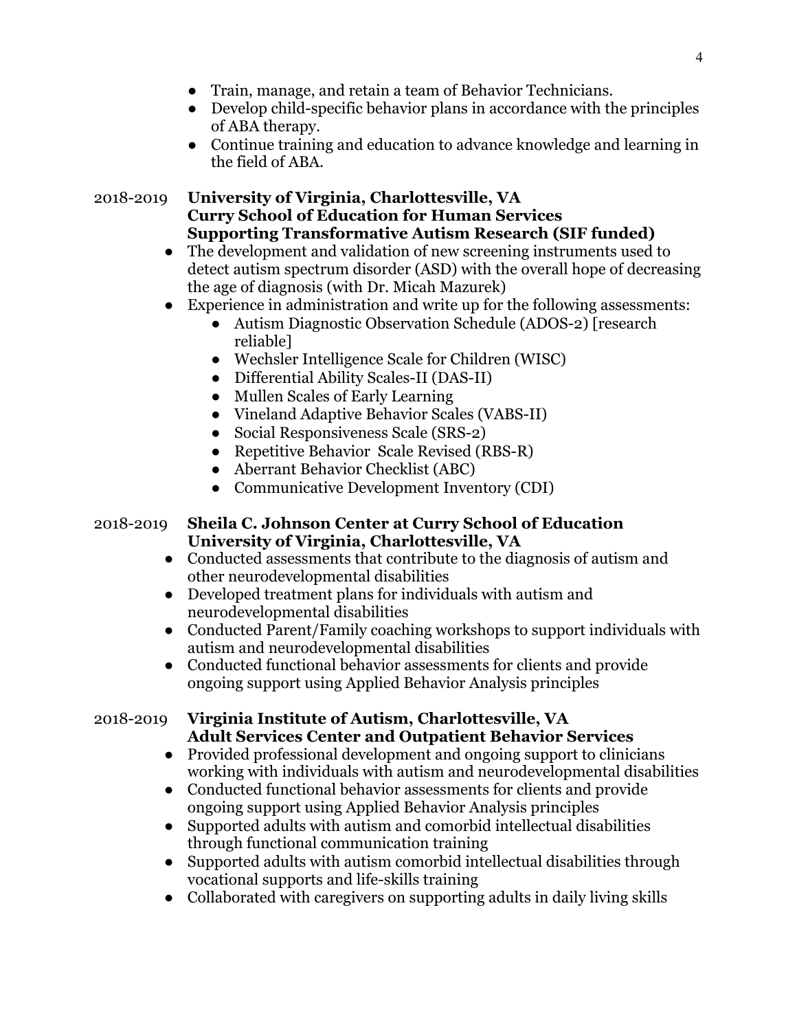- Train, manage, and retain a team of Behavior Technicians.
- Develop child-specific behavior plans in accordance with the principles of ABA therapy.
- Continue training and education to advance knowledge and learning in the field of ABA.

2018-2019 **University of Virginia, Charlottesville, VA**
**Curry School of Education for Human Services**
**Supporting Transformative Autism Research (SIF funded)**

- The development and validation of new screening instruments used to detect autism spectrum disorder (ASD) with the overall hope of decreasing the age of diagnosis (with Dr. Micah Mazurek)
- Experience in administration and write up for the following assessments:
    - Autism Diagnostic Observation Schedule (ADOS-2) [research reliable]
    - Wechsler Intelligence Scale for Children (WISC)
    - Differential Ability Scales-II (DAS-II)
    - Mullen Scales of Early Learning
    - Vineland Adaptive Behavior Scales (VABS-II)
    - Social Responsiveness Scale (SRS-2)
    - Repetitive Behavior Scale Revised (RBS-R)
    - Aberrant Behavior Checklist (ABC)
    - Communicative Development Inventory (CDI)

2018-2019 **Sheila C. Johnson Center at Curry School of Education**
**University of Virginia, Charlottesville, VA**

- Conducted assessments that contribute to the diagnosis of autism and other neurodevelopmental disabilities
- Developed treatment plans for individuals with autism and neurodevelopmental disabilities
- Conducted Parent/Family coaching workshops to support individuals with autism and neurodevelopmental disabilities
- Conducted functional behavior assessments for clients and provide ongoing support using Applied Behavior Analysis principles

2018-2019 **Virginia Institute of Autism, Charlottesville, VA**
**Adult Services Center and Outpatient Behavior Services**

- Provided professional development and ongoing support to clinicians working with individuals with autism and neurodevelopmental disabilities
- Conducted functional behavior assessments for clients and provide ongoing support using Applied Behavior Analysis principles
- Supported adults with autism and comorbid intellectual disabilities through functional communication training
- Supported adults with autism comorbid intellectual disabilities through vocational supports and life-skills training
- Collaborated with caregivers on supporting adults in daily living skills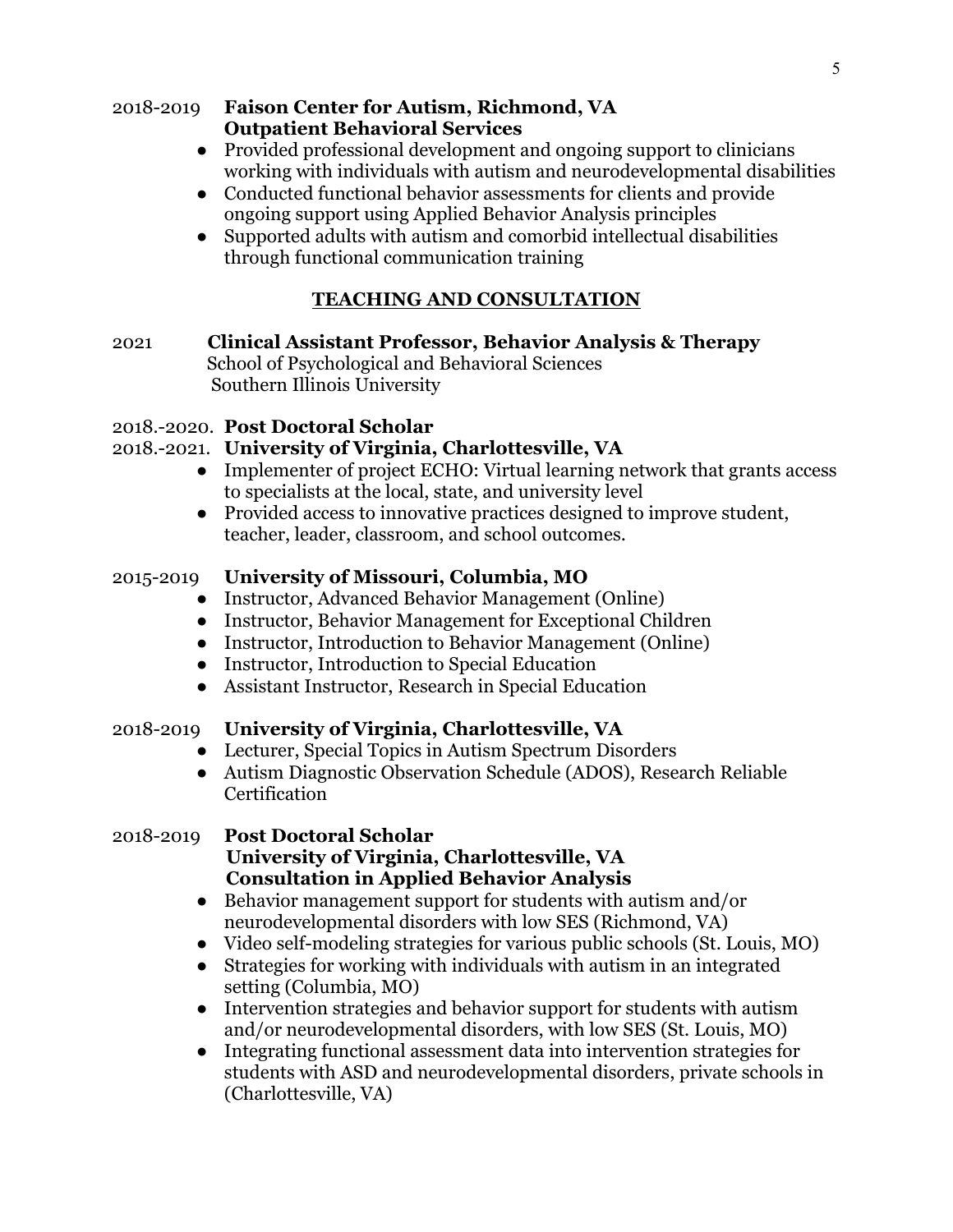2018-2019 **Faison Center for Autism, Richmond, VA**
**Outpatient Behavioral Services**

- Provided professional development and ongoing support to clinicians working with individuals with autism and neurodevelopmental disabilities
- Conducted functional behavior assessments for clients and provide ongoing support using Applied Behavior Analysis principles
- Supported adults with autism and comorbid intellectual disabilities through functional communication training

## TEACHING AND CONSULTATION

2021 **Clinical Assistant Professor, Behavior Analysis & Therapy**
School of Psychological and Behavioral Sciences
Southern Illinois University

2018.-2020. **Post Doctoral Scholar**
2018.-2021. **University of Virginia, Charlottesville, VA**

- Implementer of project ECHO: Virtual learning network that grants access to specialists at the local, state, and university level
- Provided access to innovative practices designed to improve student, teacher, leader, classroom, and school outcomes.

2015-2019 **University of Missouri, Columbia, MO**

- Instructor, Advanced Behavior Management (Online)
- Instructor, Behavior Management for Exceptional Children
- Instructor, Introduction to Behavior Management (Online)
- Instructor, Introduction to Special Education
- Assistant Instructor, Research in Special Education

2018-2019 **University of Virginia, Charlottesville, VA**

- Lecturer, Special Topics in Autism Spectrum Disorders
- Autism Diagnostic Observation Schedule (ADOS), Research Reliable Certification

2018-2019 **Post Doctoral Scholar**
**University of Virginia, Charlottesville, VA**
**Consultation in Applied Behavior Analysis**

- Behavior management support for students with autism and/or neurodevelopmental disorders with low SES (Richmond, VA)
- Video self-modeling strategies for various public schools (St. Louis, MO)
- Strategies for working with individuals with autism in an integrated setting (Columbia, MO)
- Intervention strategies and behavior support for students with autism and/or neurodevelopmental disorders, with low SES (St. Louis, MO)
- Integrating functional assessment data into intervention strategies for students with ASD and neurodevelopmental disorders, private schools in (Charlottesville, VA)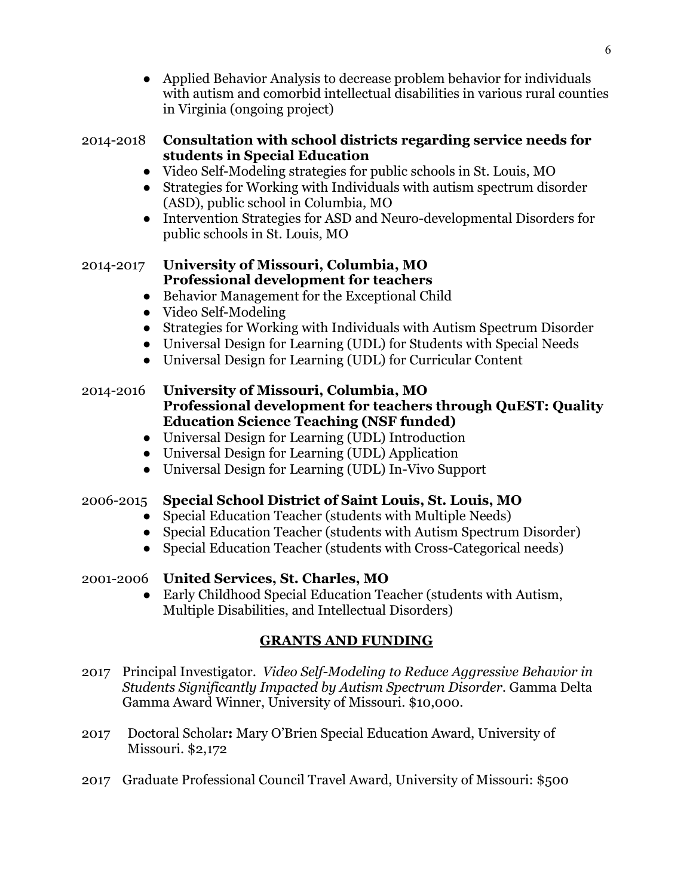- Applied Behavior Analysis to decrease problem behavior for individuals with autism and comorbid intellectual disabilities in various rural counties in Virginia (ongoing project)

2014-2018 **Consultation with school districts regarding service needs for students in Special Education**

- Video Self-Modeling strategies for public schools in St. Louis, MO
- Strategies for Working with Individuals with autism spectrum disorder (ASD), public school in Columbia, MO
- Intervention Strategies for ASD and Neuro-developmental Disorders for public schools in St. Louis, MO

2014-2017 **University of Missouri, Columbia, MO**
**Professional development for teachers**

- Behavior Management for the Exceptional Child
- Video Self-Modeling
- Strategies for Working with Individuals with Autism Spectrum Disorder
- Universal Design for Learning (UDL) for Students with Special Needs
- Universal Design for Learning (UDL) for Curricular Content

2014-2016 **University of Missouri, Columbia, MO**
**Professional development for teachers through QuEST: Quality Education Science Teaching (NSF funded)**

- Universal Design for Learning (UDL) Introduction
- Universal Design for Learning (UDL) Application
- Universal Design for Learning (UDL) In-Vivo Support

2006-2015 **Special School District of Saint Louis, St. Louis, MO**

- Special Education Teacher (students with Multiple Needs)
- Special Education Teacher (students with Autism Spectrum Disorder)
- Special Education Teacher (students with Cross-Categorical needs)

2001-2006 **United Services, St. Charles, MO**

- Early Childhood Special Education Teacher (students with Autism, Multiple Disabilities, and Intellectual Disorders)

## GRANTS AND FUNDING

2017 Principal Investigator. *Video Self-Modeling to Reduce Aggressive Behavior in Students Significantly Impacted by Autism Spectrum Disorder.* Gamma Delta Gamma Award Winner, University of Missouri. $10,000.

2017 Doctoral Scholar**:** Mary O'Brien Special Education Award, University of Missouri. $2,172

2017 Graduate Professional Council Travel Award, University of Missouri: $500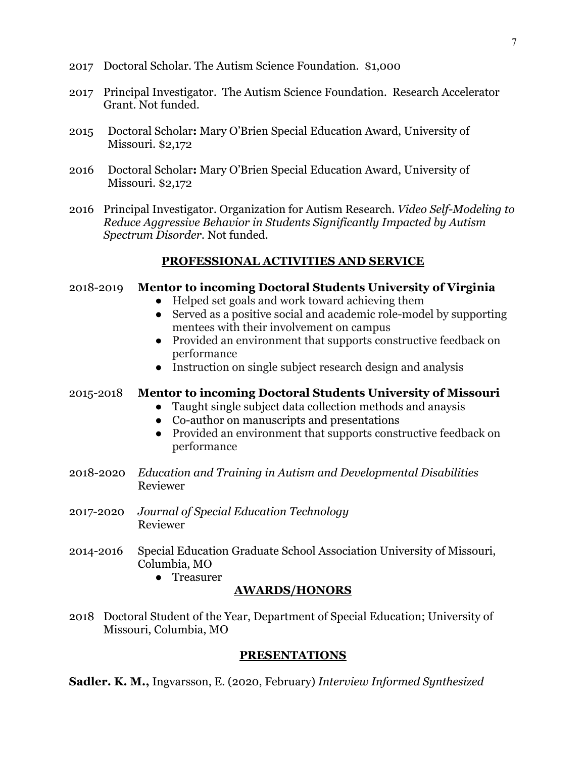2017 Doctoral Scholar. The Autism Science Foundation. $1,000

2017 Principal Investigator. The Autism Science Foundation. Research Accelerator Grant. Not funded.

2015 Doctoral Scholar**:** Mary O'Brien Special Education Award, University of Missouri. $2,172

2016 Doctoral Scholar**:** Mary O'Brien Special Education Award, University of Missouri. $2,172

2016 Principal Investigator. Organization for Autism Research. *Video Self-Modeling to Reduce Aggressive Behavior in Students Significantly Impacted by Autism Spectrum Disorder.* Not funded.

## PROFESSIONAL ACTIVITIES AND SERVICE

2018-2019 **Mentor to incoming Doctoral Students University of Virginia**

- Helped set goals and work toward achieving them
- Served as a positive social and academic role-model by supporting mentees with their involvement on campus
- Provided an environment that supports constructive feedback on performance
- Instruction on single subject research design and analysis

2015-2018 **Mentor to incoming Doctoral Students University of Missouri**

- Taught single subject data collection methods and anaysis
- Co-author on manuscripts and presentations
- Provided an environment that supports constructive feedback on performance

2018-2020 *Education and Training in Autism and Developmental Disabilities* Reviewer

2017-2020 *Journal of Special Education Technology* Reviewer

2014-2016 Special Education Graduate School Association University of Missouri, Columbia, MO

- Treasurer

## AWARDS/HONORS

2018 Doctoral Student of the Year, Department of Special Education; University of Missouri, Columbia, MO

## PRESENTATIONS

**Sadler. K. M.,** Ingvarsson, E. (2020, February) *Interview Informed Synthesized*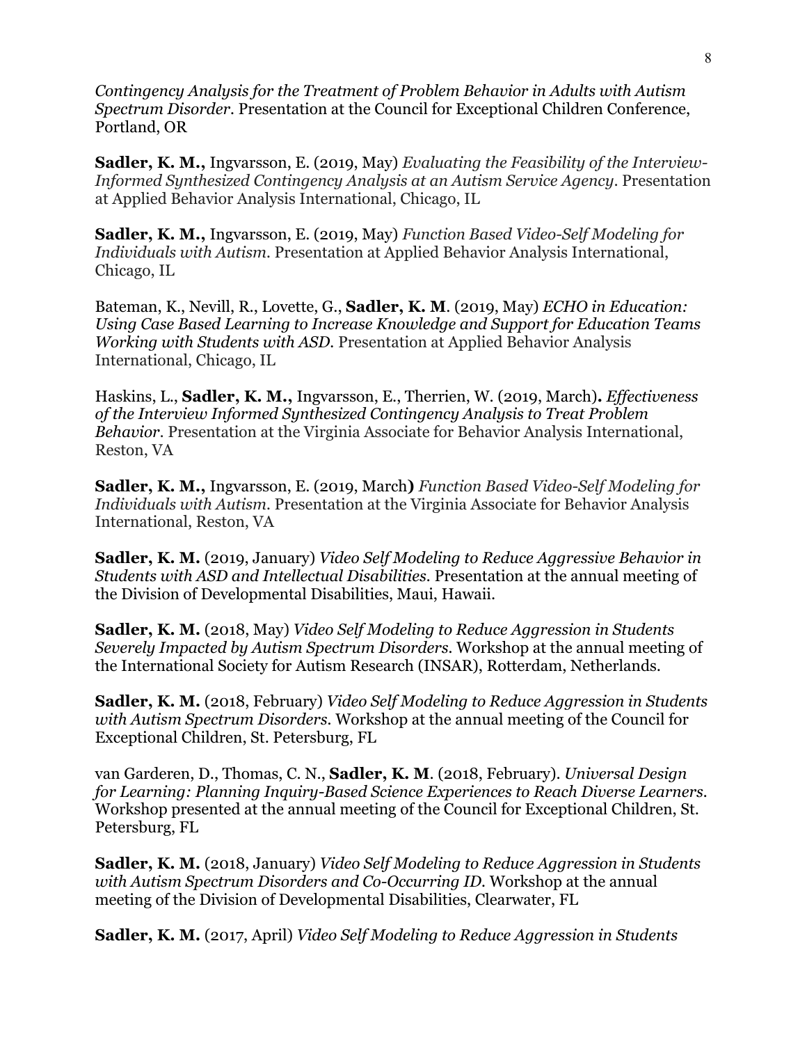*Contingency Analysis for the Treatment of Problem Behavior in Adults with Autism Spectrum Disorder.* Presentation at the Council for Exceptional Children Conference, Portland, OR

**Sadler, K. M.,** Ingvarsson, E. (2019, May) *Evaluating the Feasibility of the Interview-Informed Synthesized Contingency Analysis at an Autism Service Agency.* Presentation at Applied Behavior Analysis International, Chicago, IL

**Sadler, K. M.,** Ingvarsson, E. (2019, May) *Function Based Video-Self Modeling for Individuals with Autism.* Presentation at Applied Behavior Analysis International, Chicago, IL

Bateman, K., Nevill, R., Lovette, G., **Sadler, K. M**. (2019, May) *ECHO in Education: Using Case Based Learning to Increase Knowledge and Support for Education Teams Working with Students with ASD.* Presentation at Applied Behavior Analysis International, Chicago, IL

Haskins, L., **Sadler, K. M.,** Ingvarsson, E., Therrien, W. (2019, March)**.** *Effectiveness of the Interview Informed Synthesized Contingency Analysis to Treat Problem Behavior.* Presentation at the Virginia Associate for Behavior Analysis International, Reston, VA

**Sadler, K. M.,** Ingvarsson, E. (2019, March**)** *Function Based Video-Self Modeling for Individuals with Autism.* Presentation at the Virginia Associate for Behavior Analysis International, Reston, VA

**Sadler, K. M.** (2019, January) *Video Self Modeling to Reduce Aggressive Behavior in Students with ASD and Intellectual Disabilities.* Presentation at the annual meeting of the Division of Developmental Disabilities, Maui, Hawaii.

**Sadler, K. M.** (2018, May) *Video Self Modeling to Reduce Aggression in Students Severely Impacted by Autism Spectrum Disorders.* Workshop at the annual meeting of the International Society for Autism Research (INSAR), Rotterdam, Netherlands.

**Sadler, K. M.** (2018, February) *Video Self Modeling to Reduce Aggression in Students with Autism Spectrum Disorders.* Workshop at the annual meeting of the Council for Exceptional Children, St. Petersburg, FL

van Garderen, D., Thomas, C. N., **Sadler, K. M**. (2018, February). *Universal Design for Learning: Planning Inquiry-Based Science Experiences to Reach Diverse Learners.* Workshop presented at the annual meeting of the Council for Exceptional Children, St. Petersburg, FL

**Sadler, K. M.** (2018, January) *Video Self Modeling to Reduce Aggression in Students with Autism Spectrum Disorders and Co-Occurring ID.* Workshop at the annual meeting of the Division of Developmental Disabilities, Clearwater, FL

**Sadler, K. M.** (2017, April) *Video Self Modeling to Reduce Aggression in Students*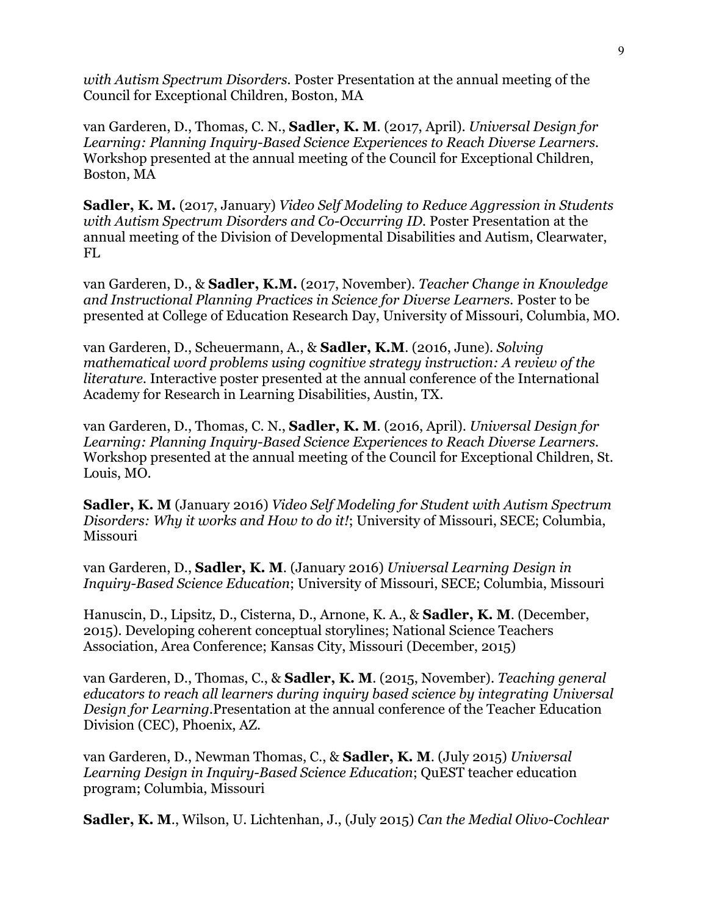*with Autism Spectrum Disorders.* Poster Presentation at the annual meeting of the Council for Exceptional Children, Boston, MA

van Garderen, D., Thomas, C. N., **Sadler, K. M**. (2017, April). *Universal Design for Learning: Planning Inquiry-Based Science Experiences to Reach Diverse Learners.* Workshop presented at the annual meeting of the Council for Exceptional Children, Boston, MA

**Sadler, K. M.** (2017, January) *Video Self Modeling to Reduce Aggression in Students with Autism Spectrum Disorders and Co-Occurring ID.* Poster Presentation at the annual meeting of the Division of Developmental Disabilities and Autism, Clearwater, FL

van Garderen, D., & **Sadler, K.M.** (2017, November). *Teacher Change in Knowledge and Instructional Planning Practices in Science for Diverse Learners.* Poster to be presented at College of Education Research Day, University of Missouri, Columbia, MO.

van Garderen, D., Scheuermann, A., & **Sadler, K.M**. (2016, June). *Solving mathematical word problems using cognitive strategy instruction: A review of the literature.* Interactive poster presented at the annual conference of the International Academy for Research in Learning Disabilities, Austin, TX.

van Garderen, D., Thomas, C. N., **Sadler, K. M**. (2016, April). *Universal Design for Learning: Planning Inquiry-Based Science Experiences to Reach Diverse Learners.* Workshop presented at the annual meeting of the Council for Exceptional Children, St. Louis, MO.

**Sadler, K. M** (January 2016) *Video Self Modeling for Student with Autism Spectrum Disorders: Why it works and How to do it!*; University of Missouri, SECE; Columbia, Missouri

van Garderen, D., **Sadler, K. M**. (January 2016) *Universal Learning Design in Inquiry-Based Science Education*; University of Missouri, SECE; Columbia, Missouri

Hanuscin, D., Lipsitz, D., Cisterna, D., Arnone, K. A., & **Sadler, K. M**. (December, 2015). Developing coherent conceptual storylines; National Science Teachers Association, Area Conference; Kansas City, Missouri (December, 2015)

van Garderen, D., Thomas, C., & **Sadler, K. M**. (2015, November). *Teaching general educators to reach all learners during inquiry based science by integrating Universal Design for Learning*.Presentation at the annual conference of the Teacher Education Division (CEC), Phoenix, AZ.

van Garderen, D., Newman Thomas, C., & **Sadler, K. M**. (July 2015) *Universal Learning Design in Inquiry-Based Science Education*; QuEST teacher education program; Columbia, Missouri

**Sadler, K. M**., Wilson, U. Lichtenhan, J., (July 2015) *Can the Medial Olivo-Cochlear*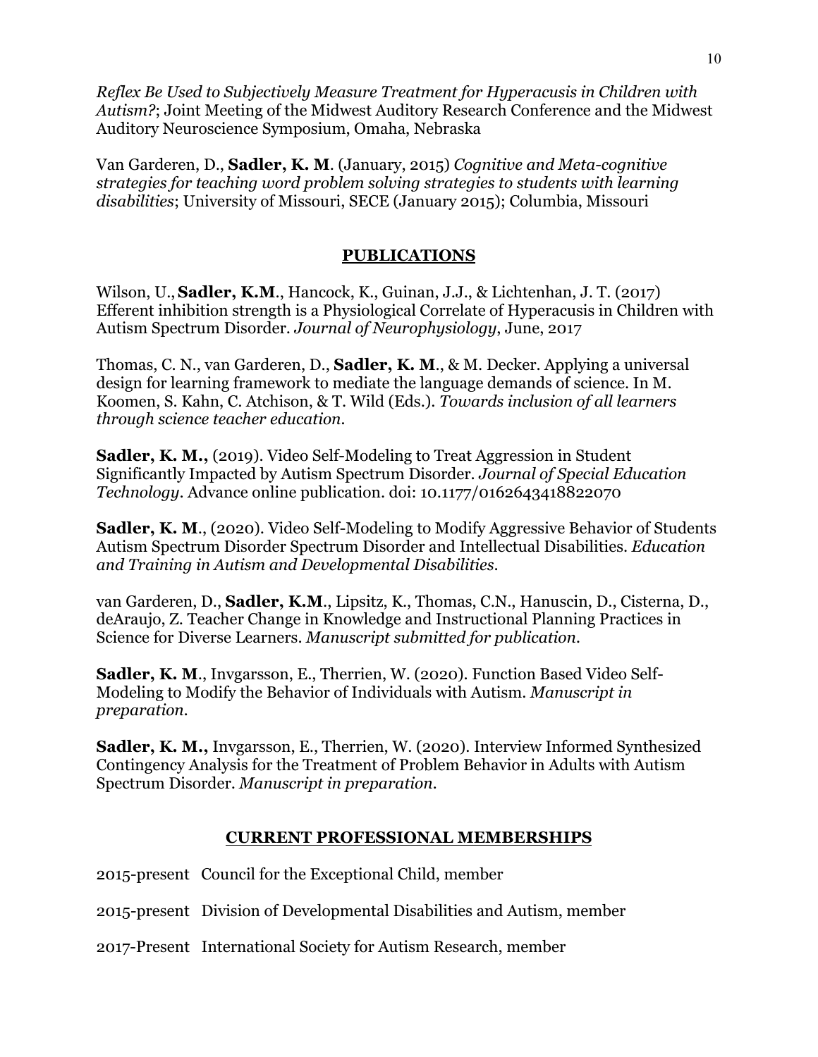*Reflex Be Used to Subjectively Measure Treatment for Hyperacusis in Children with Autism?*; Joint Meeting of the Midwest Auditory Research Conference and the Midwest Auditory Neuroscience Symposium, Omaha, Nebraska

Van Garderen, D., **Sadler, K. M**. (January, 2015) *Cognitive and Meta-cognitive strategies for teaching word problem solving strategies to students with learning disabilities*; University of Missouri, SECE (January 2015); Columbia, Missouri

## PUBLICATIONS

Wilson, U., **Sadler, K.M**., Hancock, K., Guinan, J.J., & Lichtenhan, J. T. (2017) Efferent inhibition strength is a Physiological Correlate of Hyperacusis in Children with Autism Spectrum Disorder. *Journal of Neurophysiology*, June, 2017

Thomas, C. N., van Garderen, D., **Sadler, K. M**., & M. Decker. Applying a universal design for learning framework to mediate the language demands of science. In M. Koomen, S. Kahn, C. Atchison, & T. Wild (Eds.). *Towards inclusion of all learners through science teacher education.*

**Sadler, K. M.,** (2019). Video Self-Modeling to Treat Aggression in Student Significantly Impacted by Autism Spectrum Disorder. *Journal of Special Education Technology*. Advance online publication. doi: 10.1177/0162643418822070

**Sadler, K. M**., (2020). Video Self-Modeling to Modify Aggressive Behavior of Students Autism Spectrum Disorder Spectrum Disorder and Intellectual Disabilities. *Education and Training in Autism and Developmental Disabilities.*

van Garderen, D., **Sadler, K.M**., Lipsitz, K., Thomas, C.N., Hanuscin, D., Cisterna, D., deAraujo, Z. Teacher Change in Knowledge and Instructional Planning Practices in Science for Diverse Learners. *Manuscript submitted for publication.*

**Sadler, K. M**., Invgarsson, E., Therrien, W. (2020). Function Based Video Self-Modeling to Modify the Behavior of Individuals with Autism. *Manuscript in preparation.*

**Sadler, K. M.,** Invgarsson, E., Therrien, W. (2020). Interview Informed Synthesized Contingency Analysis for the Treatment of Problem Behavior in Adults with Autism Spectrum Disorder. *Manuscript in preparation.*

## CURRENT PROFESSIONAL MEMBERSHIPS

2015-present Council for the Exceptional Child, member

2015-present Division of Developmental Disabilities and Autism, member

2017-Present International Society for Autism Research, member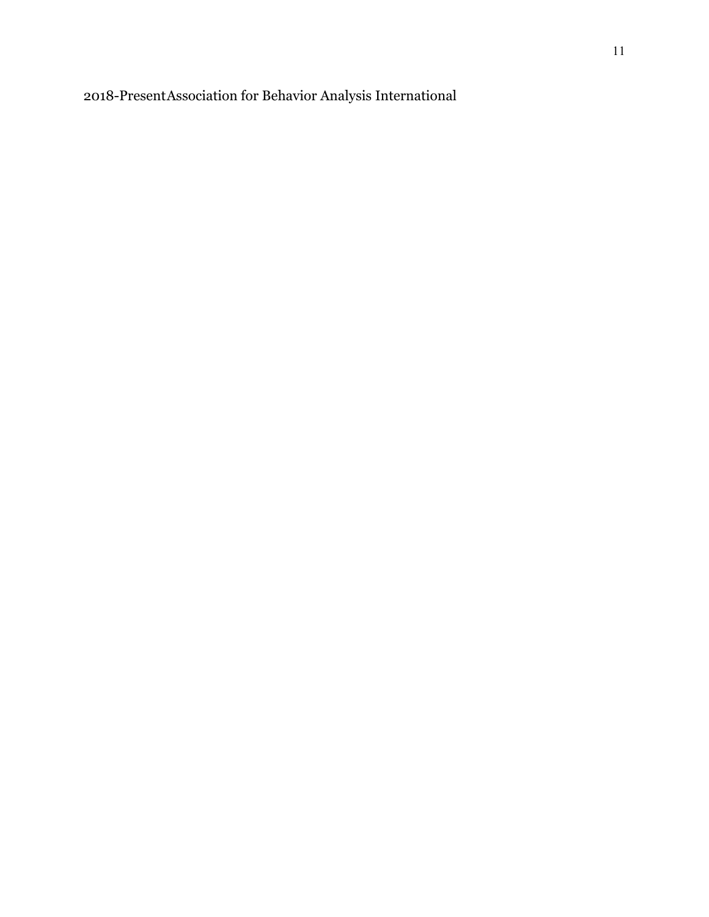2018-PresentAssociation for Behavior Analysis International